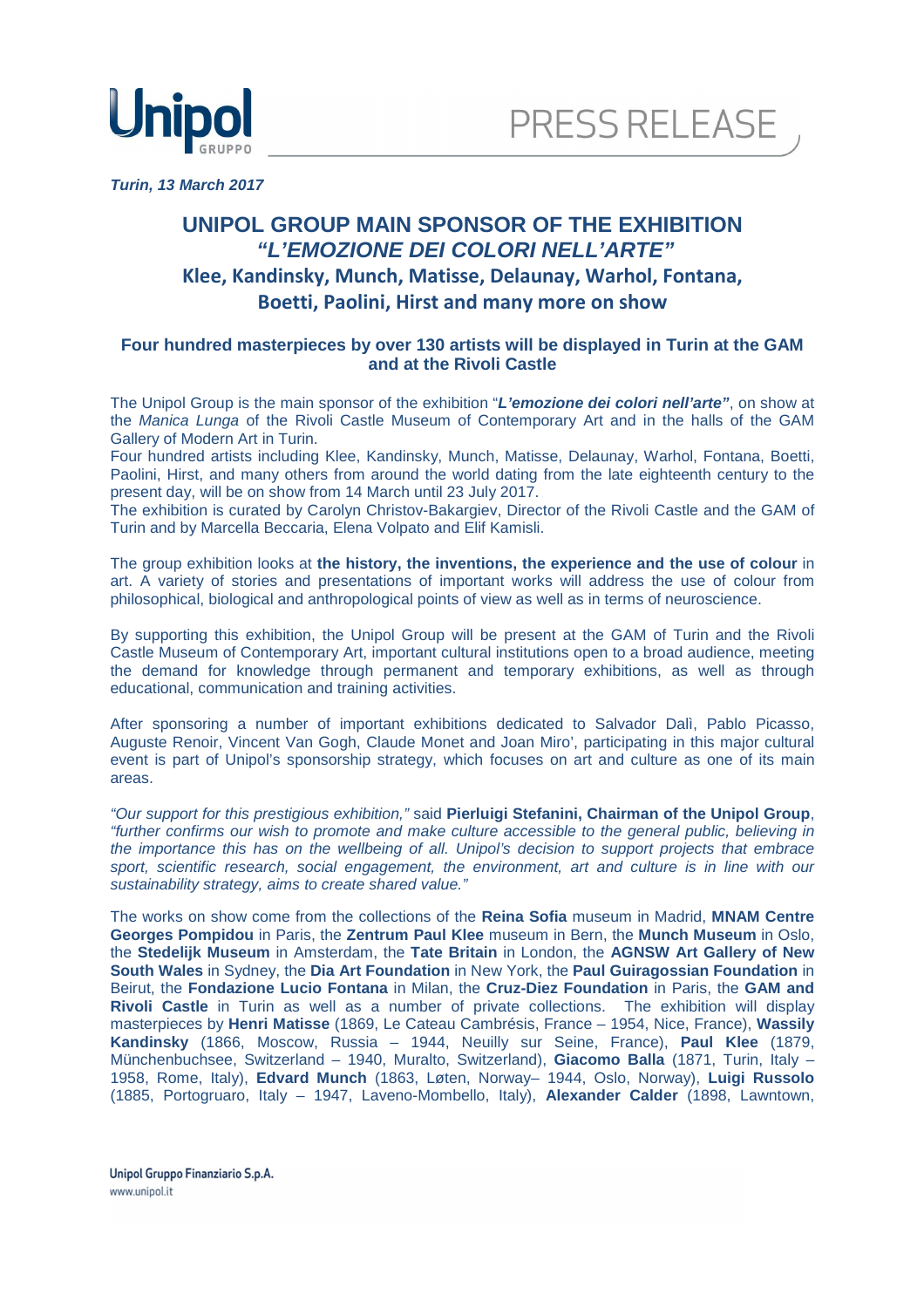**Turin, 13 March 2017**

# UNIPOL GROUP MAIN SPONSOR OF THE EXHIBITION *"L'EMOZIONE DEI COLORI NELL'ARTE"*

## Klee, Kandinsky, Munch, Matisse, Delaunay, Warhol, Fontana, Boetti, Paolini, Hirst and many more on show

### Four hundred masterpieces by over 130 artists will be displayed in Turin at the GAM and at the Rivoli Castle

The Unipol Group is the main sponsor of the exhibition "***L'emozione dei colori nell'arte"***, on show at the *Manica Lunga* of the Rivoli Castle Museum of Contemporary Art and in the halls of the GAM Gallery of Modern Art in Turin.
Four hundred artists including Klee, Kandinsky, Munch, Matisse, Delaunay, Warhol, Fontana, Boetti, Paolini, Hirst, and many others from around the world dating from the late eighteenth century to the present day, will be on show from 14 March until 23 July 2017.
The exhibition is curated by Carolyn Christov-Bakargiev, Director of the Rivoli Castle and the GAM of Turin and by Marcella Beccaria, Elena Volpato and Elif Kamisli.

The group exhibition looks at **the history, the inventions, the experience and the use of colour** in art. A variety of stories and presentations of important works will address the use of colour from philosophical, biological and anthropological points of view as well as in terms of neuroscience.

By supporting this exhibition, the Unipol Group will be present at the GAM of Turin and the Rivoli Castle Museum of Contemporary Art, important cultural institutions open to a broad audience, meeting the demand for knowledge through permanent and temporary exhibitions, as well as through educational, communication and training activities.

After sponsoring a number of important exhibitions dedicated to Salvador Dalì, Pablo Picasso, Auguste Renoir, Vincent Van Gogh, Claude Monet and Joan Miro', participating in this major cultural event is part of Unipol's sponsorship strategy, which focuses on art and culture as one of its main areas.

*"Our support for this prestigious exhibition,"* said **Pierluigi Stefanini, Chairman of the Unipol Group**, *"further confirms our wish to promote and make culture accessible to the general public, believing in the importance this has on the wellbeing of all. Unipol's decision to support projects that embrace sport, scientific research, social engagement, the environment, art and culture is in line with our sustainability strategy, aims to create shared value."*

The works on show come from the collections of the **Reina Sofia** museum in Madrid, **MNAM Centre Georges Pompidou** in Paris, the **Zentrum Paul Klee** museum in Bern, the **Munch Museum** in Oslo, the **Stedelijk Museum** in Amsterdam, the **Tate Britain** in London, the **AGNSW Art Gallery of New South Wales** in Sydney, the **Dia Art Foundation** in New York, the **Paul Guiragossian Foundation** in Beirut, the **Fondazione Lucio Fontana** in Milan, the **Cruz-Diez Foundation** in Paris, the **GAM and Rivoli Castle** in Turin as well as a number of private collections. The exhibition will display masterpieces by **Henri Matisse** (1869, Le Cateau Cambrésis, France – 1954, Nice, France), **Wassily Kandinsky** (1866, Moscow, Russia – 1944, Neuilly sur Seine, France), **Paul Klee** (1879, Münchenbuchsee, Switzerland – 1940, Muralto, Switzerland), **Giacomo Balla** (1871, Turin, Italy – 1958, Rome, Italy), **Edvard Munch** (1863, Løten, Norway– 1944, Oslo, Norway), **Luigi Russolo** (1885, Portogruaro, Italy – 1947, Laveno-Mombello, Italy), **Alexander Calder** (1898, Lawntown,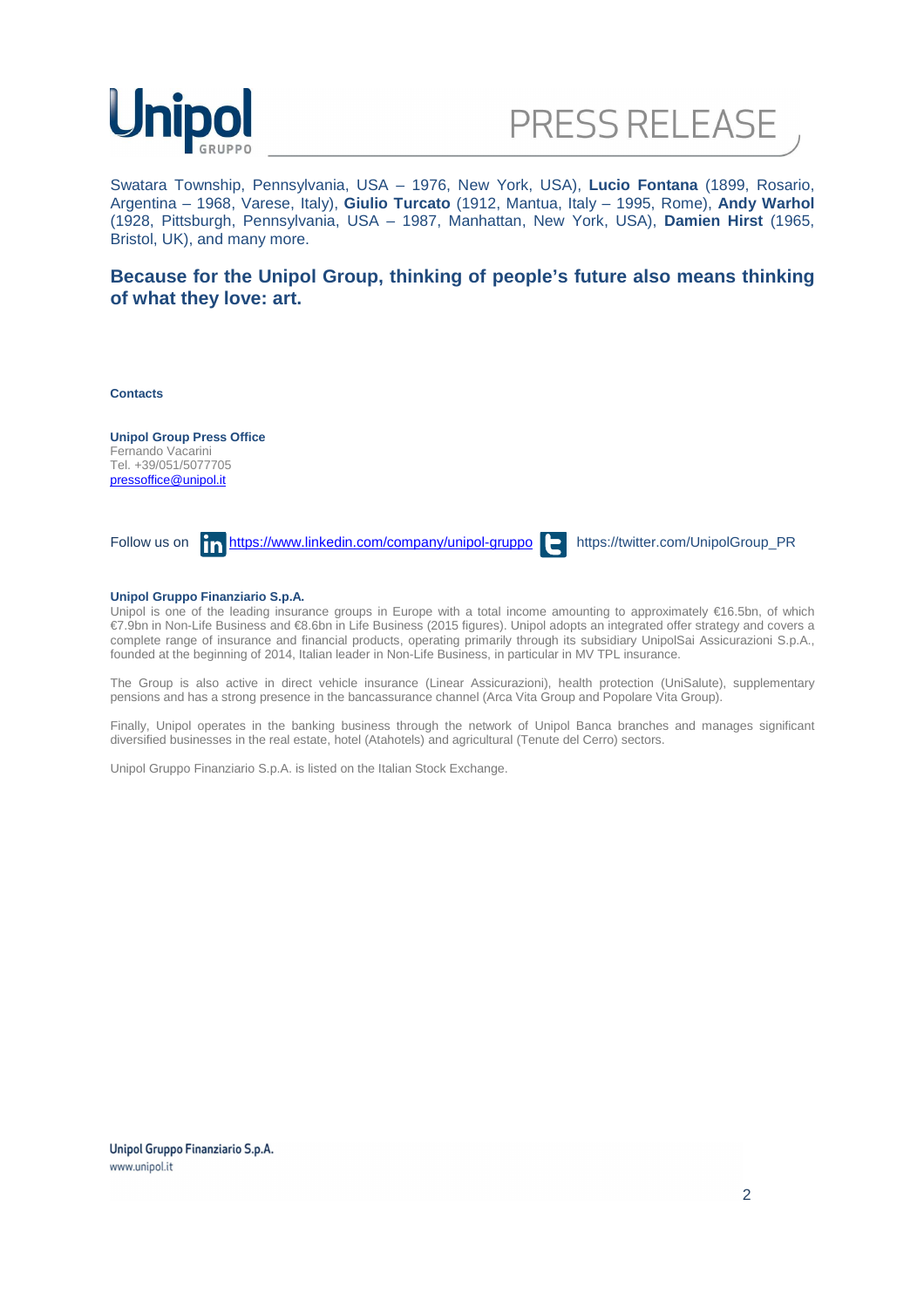Swatara Township, Pennsylvania, USA – 1976, New York, USA), **Lucio Fontana** (1899, Rosario, Argentina – 1968, Varese, Italy), **Giulio Turcato** (1912, Mantua, Italy – 1995, Rome), **Andy Warhol** (1928, Pittsburgh, Pennsylvania, USA – 1987, Manhattan, New York, USA), **Damien Hirst** (1965, Bristol, UK), and many more.

**Because for the Unipol Group, thinking of people's future also means thinking of what they love: art.**

**Contacts**

**Unipol Group Press Office**
Fernando Vacarini
Tel. +39/051/5077705
pressoffice@unipol.it

Follow us on https://www.linkedin.com/company/unipol-gruppo https://twitter.com/UnipolGroup_PR

**Unipol Gruppo Finanziario S.p.A.**

Unipol is one of the leading insurance groups in Europe with a total income amounting to approximately €16.5bn, of which €7.9bn in Non-Life Business and €8.6bn in Life Business (2015 figures). Unipol adopts an integrated offer strategy and covers a complete range of insurance and financial products, operating primarily through its subsidiary UnipolSai Assicurazioni S.p.A., founded at the beginning of 2014, Italian leader in Non-Life Business, in particular in MV TPL insurance.

The Group is also active in direct vehicle insurance (Linear Assicurazioni), health protection (UniSalute), supplementary pensions and has a strong presence in the bancassurance channel (Arca Vita Group and Popolare Vita Group).

Finally, Unipol operates in the banking business through the network of Unipol Banca branches and manages significant diversified businesses in the real estate, hotel (Atahotels) and agricultural (Tenute del Cerro) sectors.

Unipol Gruppo Finanziario S.p.A. is listed on the Italian Stock Exchange.